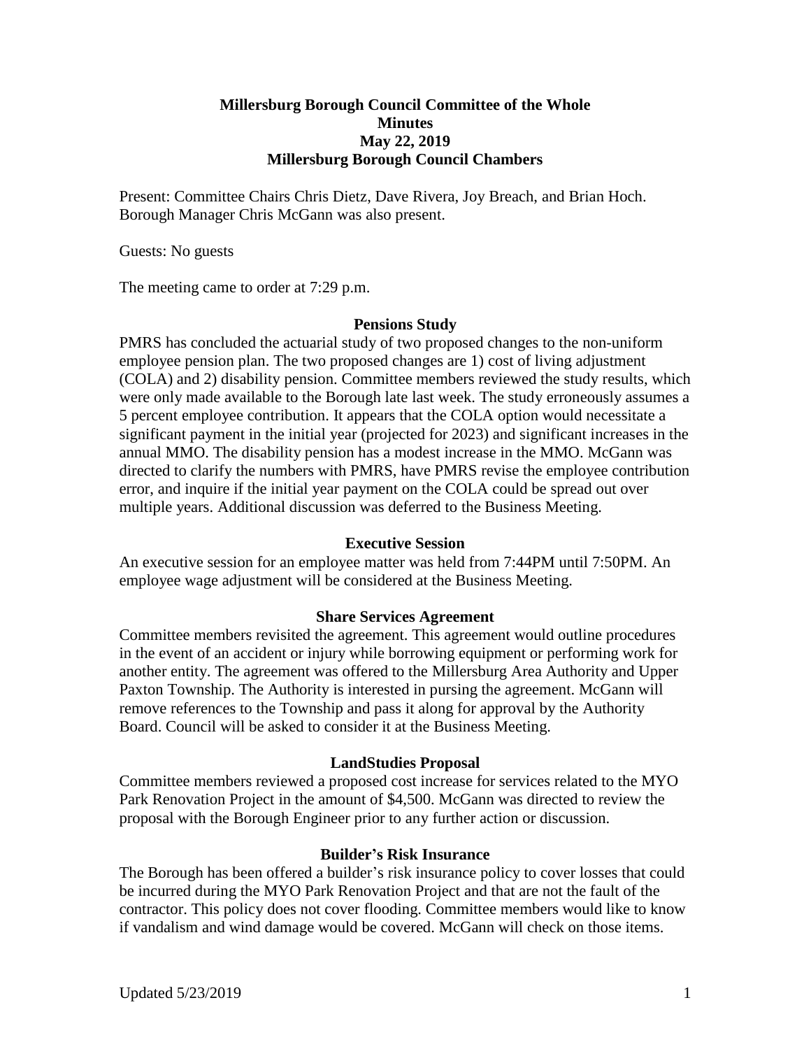# Millersburg Borough Council Committee of the Whole
# Minutes
# May 22, 2019
# Millersburg Borough Council Chambers

Present: Committee Chairs Chris Dietz, Dave Rivera, Joy Breach, and Brian Hoch. Borough Manager Chris McGann was also present.

Guests: No guests

The meeting came to order at 7:29 p.m.

### Pensions Study

PMRS has concluded the actuarial study of two proposed changes to the non-uniform employee pension plan. The two proposed changes are 1) cost of living adjustment (COLA) and 2) disability pension. Committee members reviewed the study results, which were only made available to the Borough late last week. The study erroneously assumes a 5 percent employee contribution. It appears that the COLA option would necessitate a significant payment in the initial year (projected for 2023) and significant increases in the annual MMO. The disability pension has a modest increase in the MMO. McGann was directed to clarify the numbers with PMRS, have PMRS revise the employee contribution error, and inquire if the initial year payment on the COLA could be spread out over multiple years. Additional discussion was deferred to the Business Meeting.

### Executive Session

An executive session for an employee matter was held from 7:44PM until 7:50PM. An employee wage adjustment will be considered at the Business Meeting.

### Share Services Agreement

Committee members revisited the agreement. This agreement would outline procedures in the event of an accident or injury while borrowing equipment or performing work for another entity. The agreement was offered to the Millersburg Area Authority and Upper Paxton Township. The Authority is interested in pursing the agreement. McGann will remove references to the Township and pass it along for approval by the Authority Board. Council will be asked to consider it at the Business Meeting.

### LandStudies Proposal

Committee members reviewed a proposed cost increase for services related to the MYO Park Renovation Project in the amount of $4,500. McGann was directed to review the proposal with the Borough Engineer prior to any further action or discussion.

### Builder's Risk Insurance

The Borough has been offered a builder's risk insurance policy to cover losses that could be incurred during the MYO Park Renovation Project and that are not the fault of the contractor. This policy does not cover flooding. Committee members would like to know if vandalism and wind damage would be covered. McGann will check on those items.

Updated 5/23/2019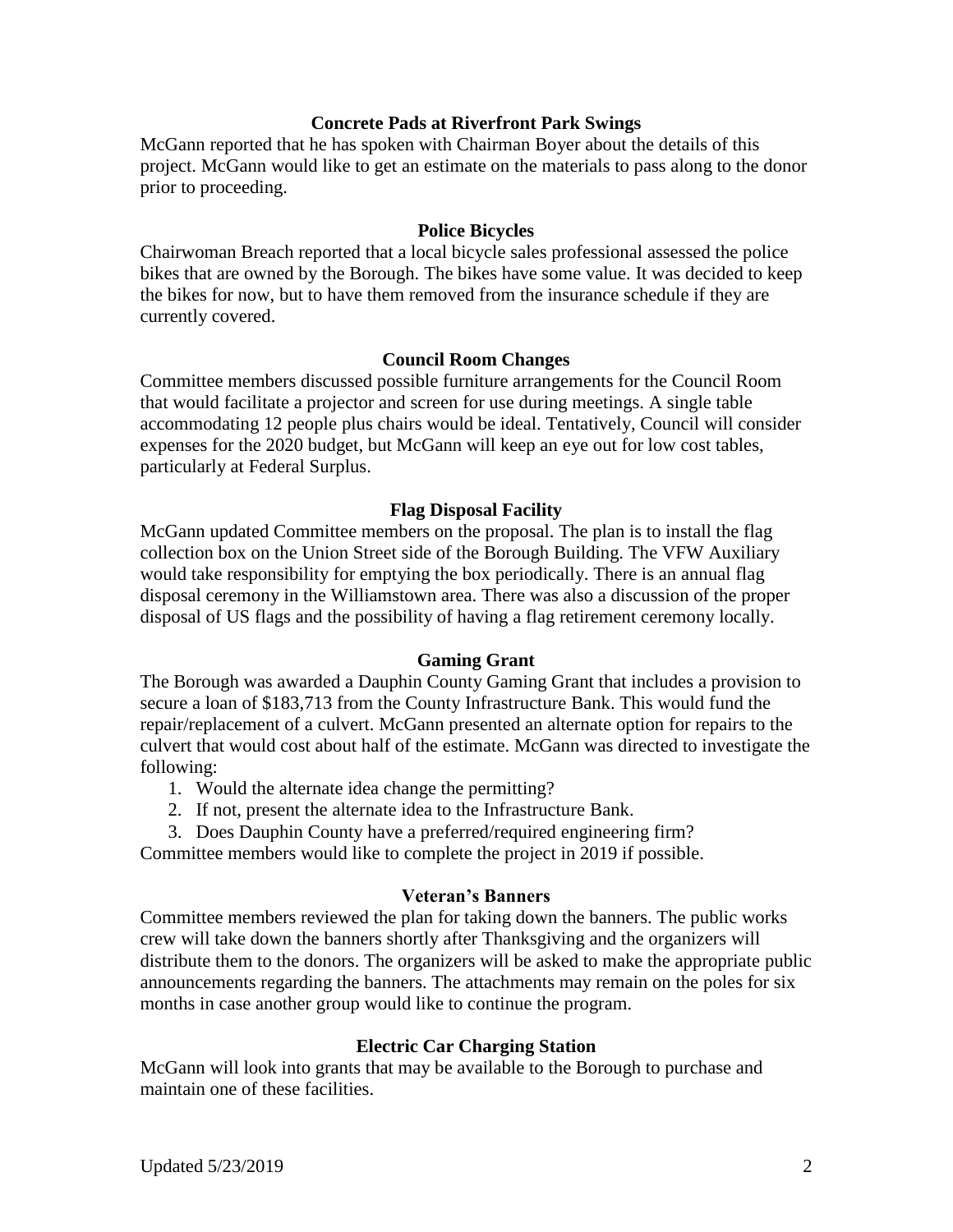### Concrete Pads at Riverfront Park Swings

McGann reported that he has spoken with Chairman Boyer about the details of this project. McGann would like to get an estimate on the materials to pass along to the donor prior to proceeding.

### Police Bicycles

Chairwoman Breach reported that a local bicycle sales professional assessed the police bikes that are owned by the Borough. The bikes have some value. It was decided to keep the bikes for now, but to have them removed from the insurance schedule if they are currently covered.

### Council Room Changes

Committee members discussed possible furniture arrangements for the Council Room that would facilitate a projector and screen for use during meetings. A single table accommodating 12 people plus chairs would be ideal. Tentatively, Council will consider expenses for the 2020 budget, but McGann will keep an eye out for low cost tables, particularly at Federal Surplus.

### Flag Disposal Facility

McGann updated Committee members on the proposal. The plan is to install the flag collection box on the Union Street side of the Borough Building. The VFW Auxiliary would take responsibility for emptying the box periodically. There is an annual flag disposal ceremony in the Williamstown area. There was also a discussion of the proper disposal of US flags and the possibility of having a flag retirement ceremony locally.

### Gaming Grant

The Borough was awarded a Dauphin County Gaming Grant that includes a provision to secure a loan of $183,713 from the County Infrastructure Bank. This would fund the repair/replacement of a culvert. McGann presented an alternate option for repairs to the culvert that would cost about half of the estimate. McGann was directed to investigate the following:

1. Would the alternate idea change the permitting?
2. If not, present the alternate idea to the Infrastructure Bank.
3. Does Dauphin County have a preferred/required engineering firm?

Committee members would like to complete the project in 2019 if possible.

### Veteran's Banners

Committee members reviewed the plan for taking down the banners. The public works crew will take down the banners shortly after Thanksgiving and the organizers will distribute them to the donors. The organizers will be asked to make the appropriate public announcements regarding the banners. The attachments may remain on the poles for six months in case another group would like to continue the program.

### Electric Car Charging Station

McGann will look into grants that may be available to the Borough to purchase and maintain one of these facilities.

Updated 5/23/2019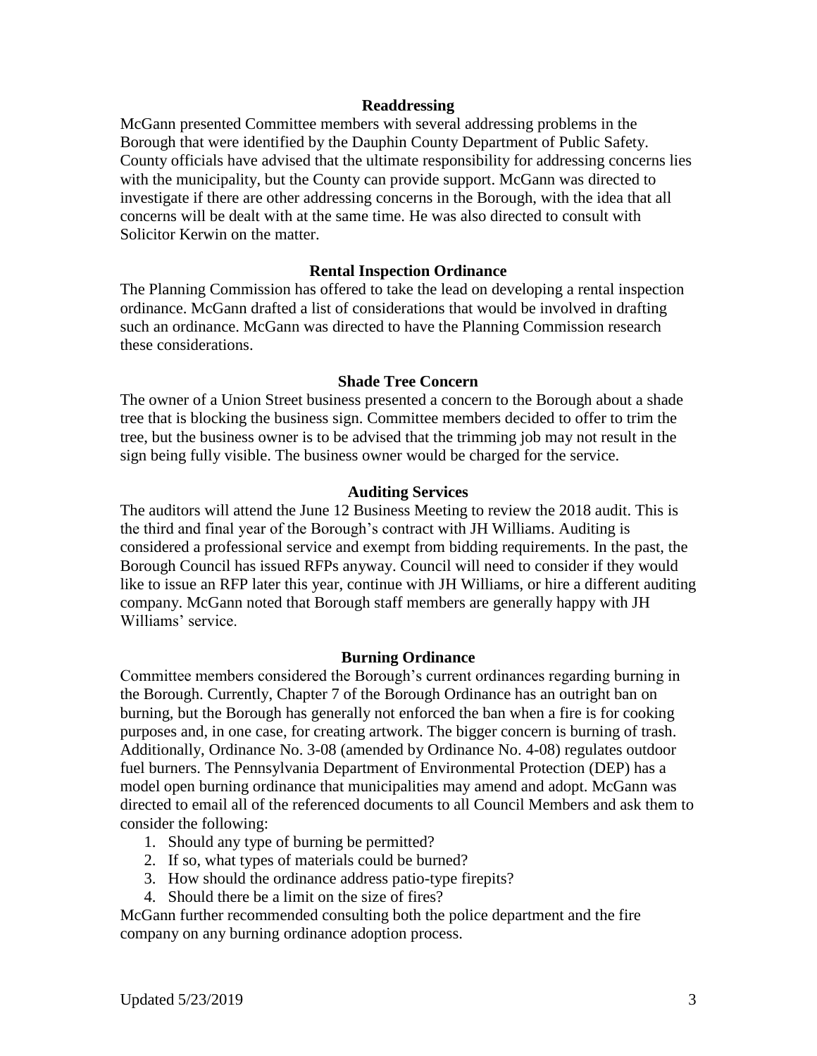### Readdressing

McGann presented Committee members with several addressing problems in the Borough that were identified by the Dauphin County Department of Public Safety. County officials have advised that the ultimate responsibility for addressing concerns lies with the municipality, but the County can provide support. McGann was directed to investigate if there are other addressing concerns in the Borough, with the idea that all concerns will be dealt with at the same time. He was also directed to consult with Solicitor Kerwin on the matter.

### Rental Inspection Ordinance

The Planning Commission has offered to take the lead on developing a rental inspection ordinance. McGann drafted a list of considerations that would be involved in drafting such an ordinance. McGann was directed to have the Planning Commission research these considerations.

### Shade Tree Concern

The owner of a Union Street business presented a concern to the Borough about a shade tree that is blocking the business sign. Committee members decided to offer to trim the tree, but the business owner is to be advised that the trimming job may not result in the sign being fully visible. The business owner would be charged for the service.

### Auditing Services

The auditors will attend the June 12 Business Meeting to review the 2018 audit. This is the third and final year of the Borough's contract with JH Williams. Auditing is considered a professional service and exempt from bidding requirements. In the past, the Borough Council has issued RFPs anyway. Council will need to consider if they would like to issue an RFP later this year, continue with JH Williams, or hire a different auditing company. McGann noted that Borough staff members are generally happy with JH Williams' service.

### Burning Ordinance

Committee members considered the Borough's current ordinances regarding burning in the Borough. Currently, Chapter 7 of the Borough Ordinance has an outright ban on burning, but the Borough has generally not enforced the ban when a fire is for cooking purposes and, in one case, for creating artwork. The bigger concern is burning of trash. Additionally, Ordinance No. 3-08 (amended by Ordinance No. 4-08) regulates outdoor fuel burners. The Pennsylvania Department of Environmental Protection (DEP) has a model open burning ordinance that municipalities may amend and adopt. McGann was directed to email all of the referenced documents to all Council Members and ask them to consider the following:

1. Should any type of burning be permitted?
2. If so, what types of materials could be burned?
3. How should the ordinance address patio-type firepits?
4. Should there be a limit on the size of fires?

McGann further recommended consulting both the police department and the fire company on any burning ordinance adoption process.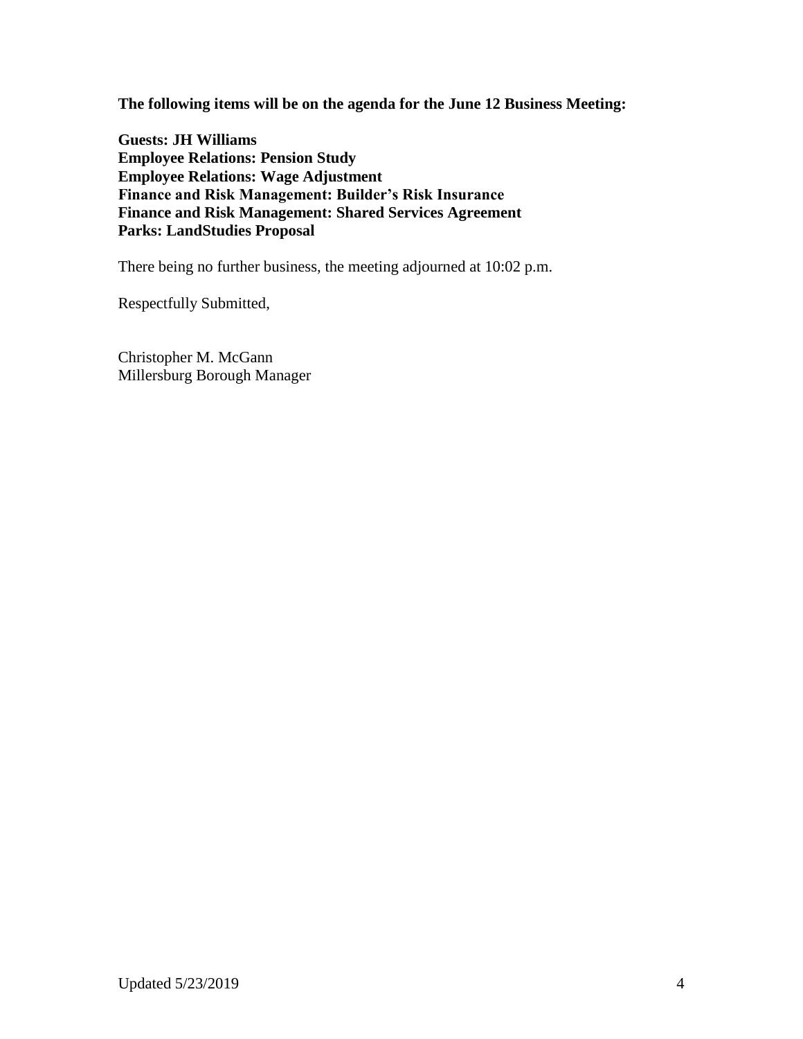**The following items will be on the agenda for the June 12 Business Meeting:**

**Guests: JH Williams**
**Employee Relations: Pension Study**
**Employee Relations: Wage Adjustment**
**Finance and Risk Management: Builder's Risk Insurance**
**Finance and Risk Management: Shared Services Agreement**
**Parks: LandStudies Proposal**

There being no further business, the meeting adjourned at 10:02 p.m.

Respectfully Submitted,

Christopher M. McGann
Millersburg Borough Manager